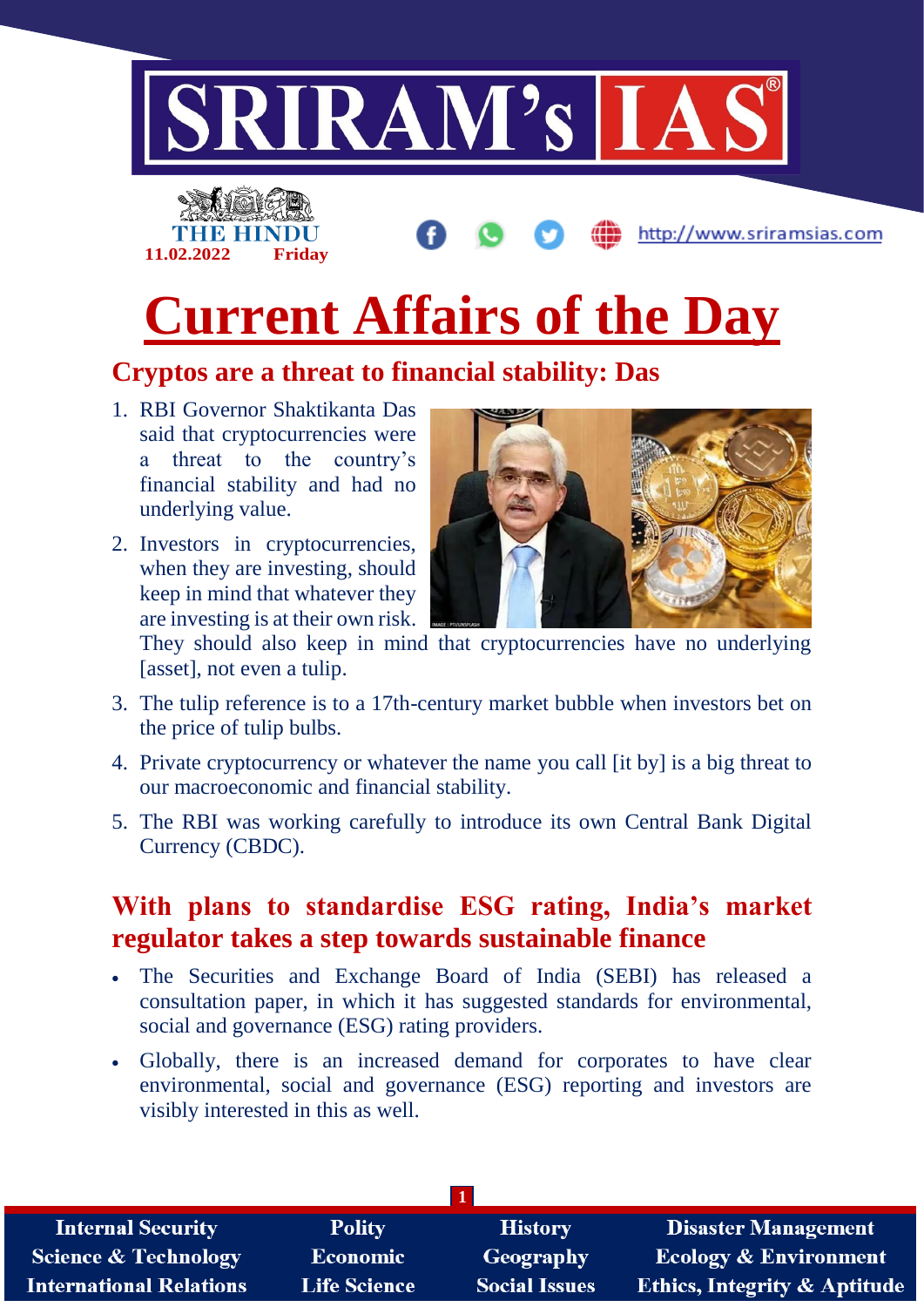THE HINDU
11.02.2022 Friday

# Current Affairs of the Day

## Cryptos are a threat to financial stability: Das

1. RBI Governor Shaktikanta Das said that cryptocurrencies were a threat to the country's financial stability and had no underlying value.
2. Investors in cryptocurrencies, when they are investing, should keep in mind that whatever they are investing is at their own risk. They should also keep in mind that cryptocurrencies have no underlying [asset], not even a tulip.
3. The tulip reference is to a 17th-century market bubble when investors bet on the price of tulip bulbs.
4. Private cryptocurrency or whatever the name you call [it by] is a big threat to our macroeconomic and financial stability.
5. The RBI was working carefully to introduce its own Central Bank Digital Currency (CBDC).

## With plans to standardise ESG rating, India's market regulator takes a step towards sustainable finance

- The Securities and Exchange Board of India (SEBI) has released a consultation paper, in which it has suggested standards for environmental, social and governance (ESG) rating providers.
- Globally, there is an increased demand for corporates to have clear environmental, social and governance (ESG) reporting and investors are visibly interested in this as well.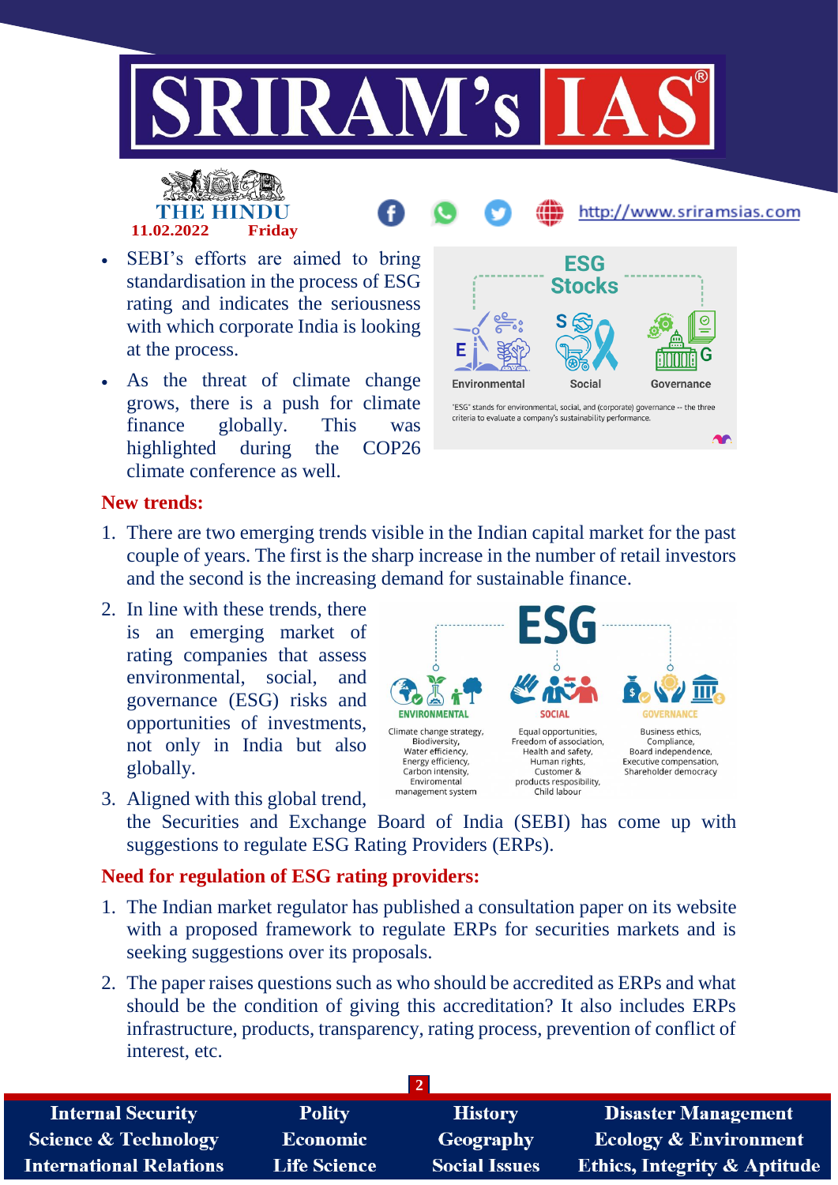- SEBI's efforts are aimed to bring standardisation in the process of ESG rating and indicates the seriousness with which corporate India is looking at the process.
- As the threat of climate change grows, there is a push for climate finance globally. This was highlighted during the COP26 climate conference as well.

## New trends:

1. There are two emerging trends visible in the Indian capital market for the past couple of years. The first is the sharp increase in the number of retail investors and the second is the increasing demand for sustainable finance.
2. In line with these trends, there is an emerging market of rating companies that assess environmental, social, and governance (ESG) risks and opportunities of investments, not only in India but also globally.
3. Aligned with this global trend, the Securities and Exchange Board of India (SEBI) has come up with suggestions to regulate ESG Rating Providers (ERPs).

## Need for regulation of ESG rating providers:

1. The Indian market regulator has published a consultation paper on its website with a proposed framework to regulate ERPs for securities markets and is seeking suggestions over its proposals.
2. The paper raises questions such as who should be accredited as ERPs and what should be the condition of giving this accreditation? It also includes ERPs infrastructure, products, transparency, rating process, prevention of conflict of interest, etc.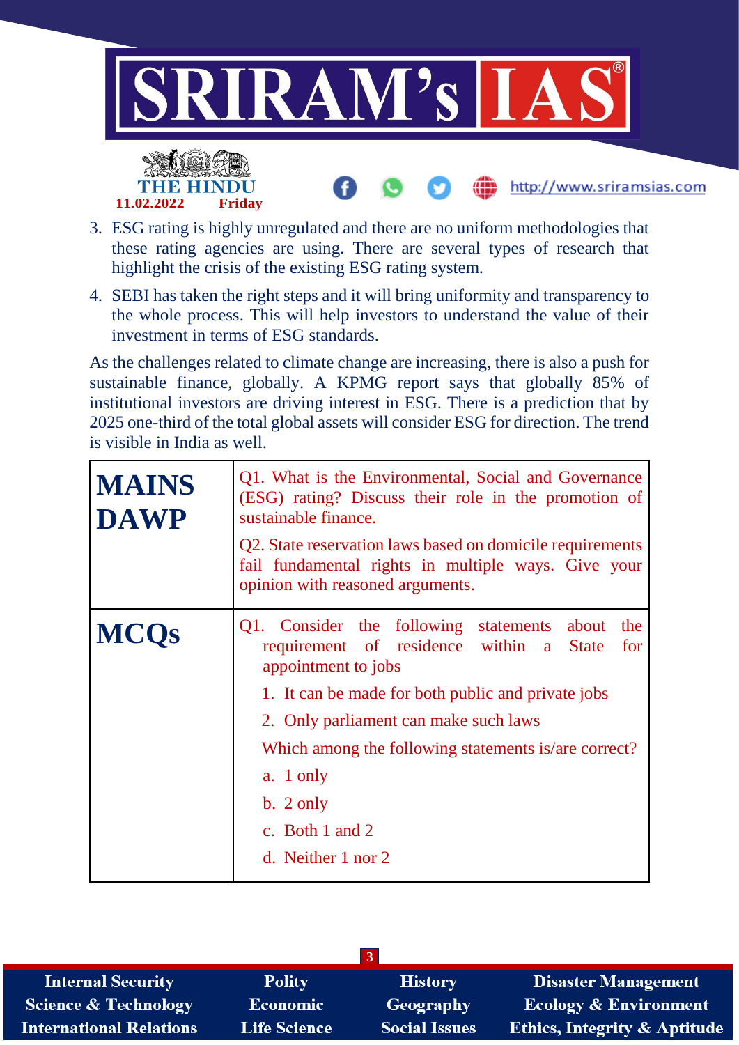3. ESG rating is highly unregulated and there are no uniform methodologies that these rating agencies are using. There are several types of research that highlight the crisis of the existing ESG rating system.
4. SEBI has taken the right steps and it will bring uniformity and transparency to the whole process. This will help investors to understand the value of their investment in terms of ESG standards.

As the challenges related to climate change are increasing, there is also a push for sustainable finance, globally. A KPMG report says that globally 85% of institutional investors are driving interest in ESG. There is a prediction that by 2025 one-third of the total global assets will consider ESG for direction. The trend is visible in India as well.

| | |
|---|---|
| **MAINS DAWP** | Q1. What is the Environmental, Social and Governance (ESG) rating? Discuss their role in the promotion of sustainable finance.<br><br>Q2. State reservation laws based on domicile requirements fail fundamental rights in multiple ways. Give your opinion with reasoned arguments. |
| **MCQs** | Q1. Consider the following statements about the requirement of residence within a State for appointment to jobs<br>1. It can be made for both public and private jobs<br>2. Only parliament can make such laws<br>Which among the following statements is/are correct?<br>a. 1 only<br>b. 2 only<br>c. Both 1 and 2<br>d. Neither 1 nor 2 |